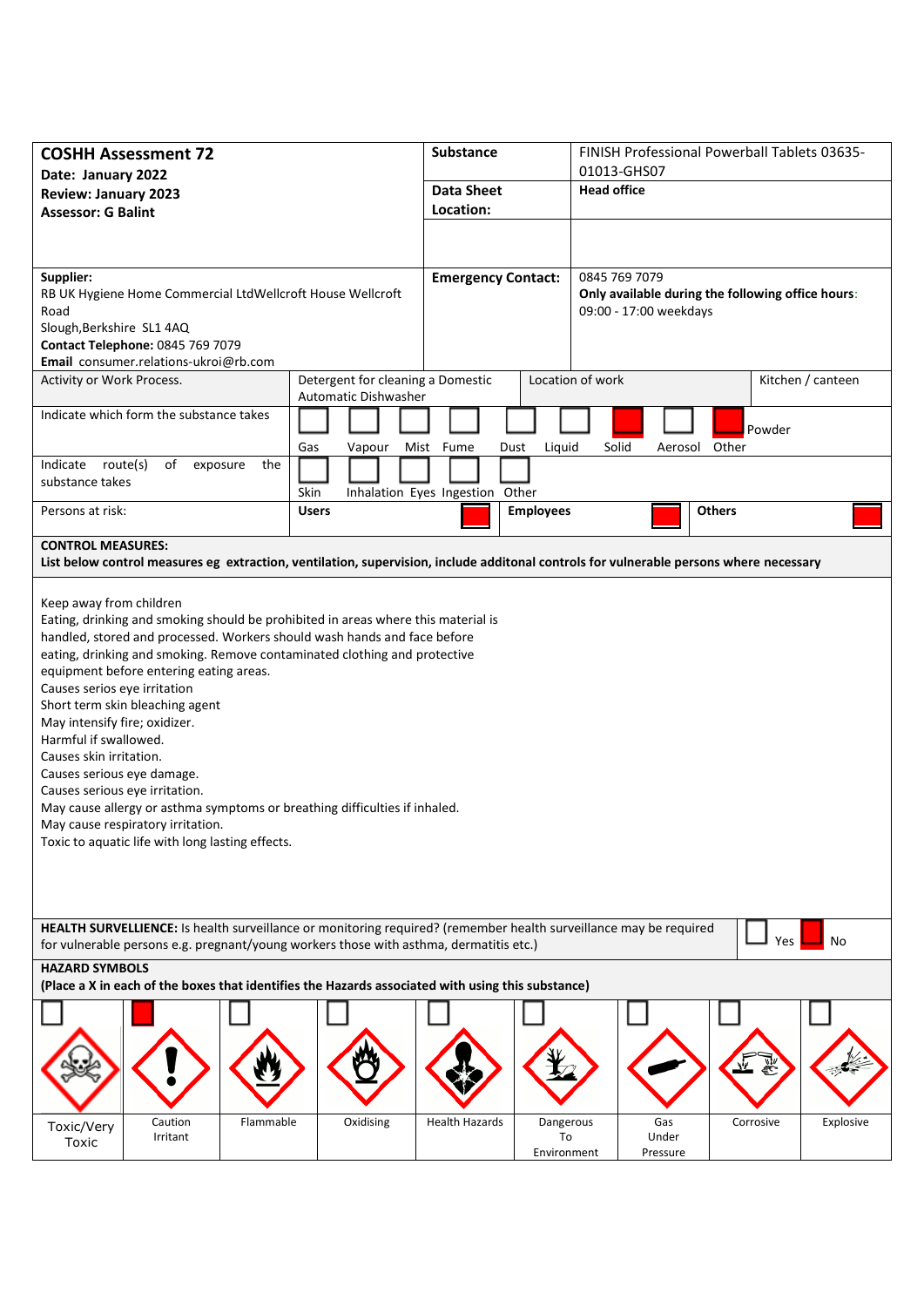| **COSHH Assessment 72**<br>**Date: January 2022**<br>**Review: January 2023**<br>**Assessor: G Balint** | **Substance** | FINISH Professional Powerball Tablets 03635-01013-GHS07 |
|---|---|---|
| | **Data Sheet Location:** | **Head office** |
| **Supplier:**<br>RB UK Hygiene Home Commercial LtdWellcroft House Wellcroft Road<br>Slough,Berkshire SL1 4AQ<br>**Contact Telephone:** 0845 769 7079<br>**Email** consumer.relations-ukroi@rb.com | **Emergency Contact:** | 0845 769 7079<br>**Only available during the following office hours**:<br>09:00 - 17:00 weekdays |

| Activity or Work Process. | Detergent for cleaning a Domestic Automatic Dishwasher | Location of work | Kitchen / canteen |
|---|---|---|---|

| Indicate which form the substance takes | Gas ☐ | Vapour ☐ | Mist ☐ | Fume ☐ | Dust ☐ | Liquid ☐ | Solid ■ | Aerosol ☐ | Other ■ Powder |
|---|---|---|---|---|---|---|---|---|---|

| Indicate route(s) of exposure the substance takes | Skin ☐ | Inhalation ☐ | Eyes ☐ | Ingestion ☐ | Other ☐ |
|---|---|---|---|---|---|

| Persons at risk: | **Users** ■ | **Employees** ■ | **Others** ■ |
|---|---|---|---|

**CONTROL MEASURES:**
**List below control measures eg extraction, ventilation, supervision, include additonal controls for vulnerable persons where necessary**

Keep away from children
Eating, drinking and smoking should be prohibited in areas where this material is handled, stored and processed. Workers should wash hands and face before eating, drinking and smoking. Remove contaminated clothing and protective equipment before entering eating areas.
Causes serios eye irritation
Short term skin bleaching agent
May intensify fire; oxidizer.
Harmful if swallowed.
Causes skin irritation.
Causes serious eye damage.
Causes serious eye irritation.
May cause allergy or asthma symptoms or breathing difficulties if inhaled.
May cause respiratory irritation.
Toxic to aquatic life with long lasting effects.

**HEALTH SURVELLIENCE:** Is health surveillance or monitoring required? (remember health surveillance may be required for vulnerable persons e.g. pregnant/young workers those with asthma, dermatitis etc.) ☐ Yes ■ No

**HAZARD SYMBOLS**
**(Place a X in each of the boxes that identifies the Hazards associated with using this substance)**

| ☐ | ■ | ☐ | ☐ | ☐ | ☐ | ☐ | ☐ | ☐ |
|---|---|---|---|---|---|---|---|---|
| Toxic/Very Toxic | Caution Irritant | Flammable | Oxidising | Health Hazards | Dangerous To Environment | Gas Under Pressure | Corrosive | Explosive |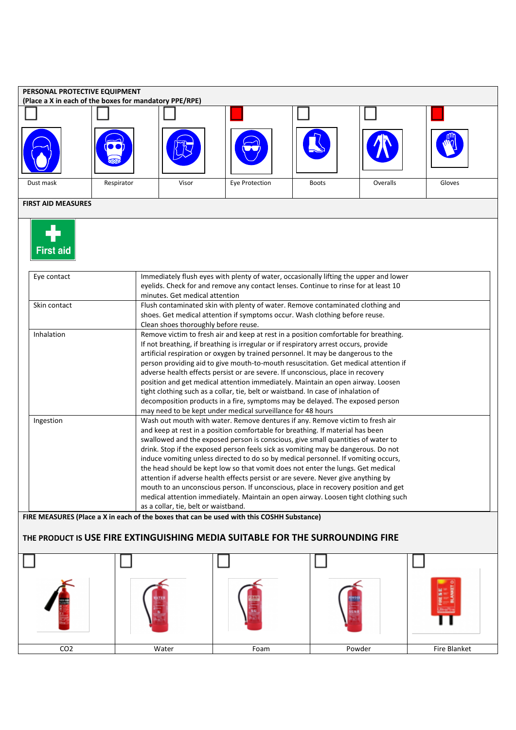## PERSONAL PROTECTIVE EQUIPMENT

**(Place a X in each of the boxes for mandatory PPE/RPE)**

| Dust mask | Respirator | Visor | Eye Protection | Boots | Overalls | Gloves |
|---|---|---|---|---|---|---|
| ☐ | ☐ | ☐ | ■ | ☐ | ☐ | ■ |

## FIRST AID MEASURES

First aid

| | |
|---|---|
| Eye contact | Immediately flush eyes with plenty of water, occasionally lifting the upper and lower eyelids. Check for and remove any contact lenses. Continue to rinse for at least 10 minutes. Get medical attention |
| Skin contact | Flush contaminated skin with plenty of water. Remove contaminated clothing and shoes. Get medical attention if symptoms occur. Wash clothing before reuse. Clean shoes thoroughly before reuse. |
| Inhalation | Remove victim to fresh air and keep at rest in a position comfortable for breathing. If not breathing, if breathing is irregular or if respiratory arrest occurs, provide artificial respiration or oxygen by trained personnel. It may be dangerous to the person providing aid to give mouth-to-mouth resuscitation. Get medical attention if adverse health effects persist or are severe. If unconscious, place in recovery position and get medical attention immediately. Maintain an open airway. Loosen tight clothing such as a collar, tie, belt or waistband. In case of inhalation of decomposition products in a fire, symptoms may be delayed. The exposed person may need to be kept under medical surveillance for 48 hours |
| Ingestion | Wash out mouth with water. Remove dentures if any. Remove victim to fresh air and keep at rest in a position comfortable for breathing. If material has been swallowed and the exposed person is conscious, give small quantities of water to drink. Stop if the exposed person feels sick as vomiting may be dangerous. Do not induce vomiting unless directed to do so by medical personnel. If vomiting occurs, the head should be kept low so that vomit does not enter the lungs. Get medical attention if adverse health effects persist or are severe. Never give anything by mouth to an unconscious person. If unconscious, place in recovery position and get medical attention immediately. Maintain an open airway. Loosen tight clothing such as a collar, tie, belt or waistband. |

## FIRE MEASURES (Place a X in each of the boxes that can be used with this COSHH Substance)

**THE PRODUCT IS USE FIRE EXTINGUISHING MEDIA SUITABLE FOR THE SURROUNDING FIRE**

| $CO_2$ | Water | Foam | Powder | Fire Blanket |
|---|---|---|---|---|
| ☐ | ☐ | ☐ | ☐ | ☐ |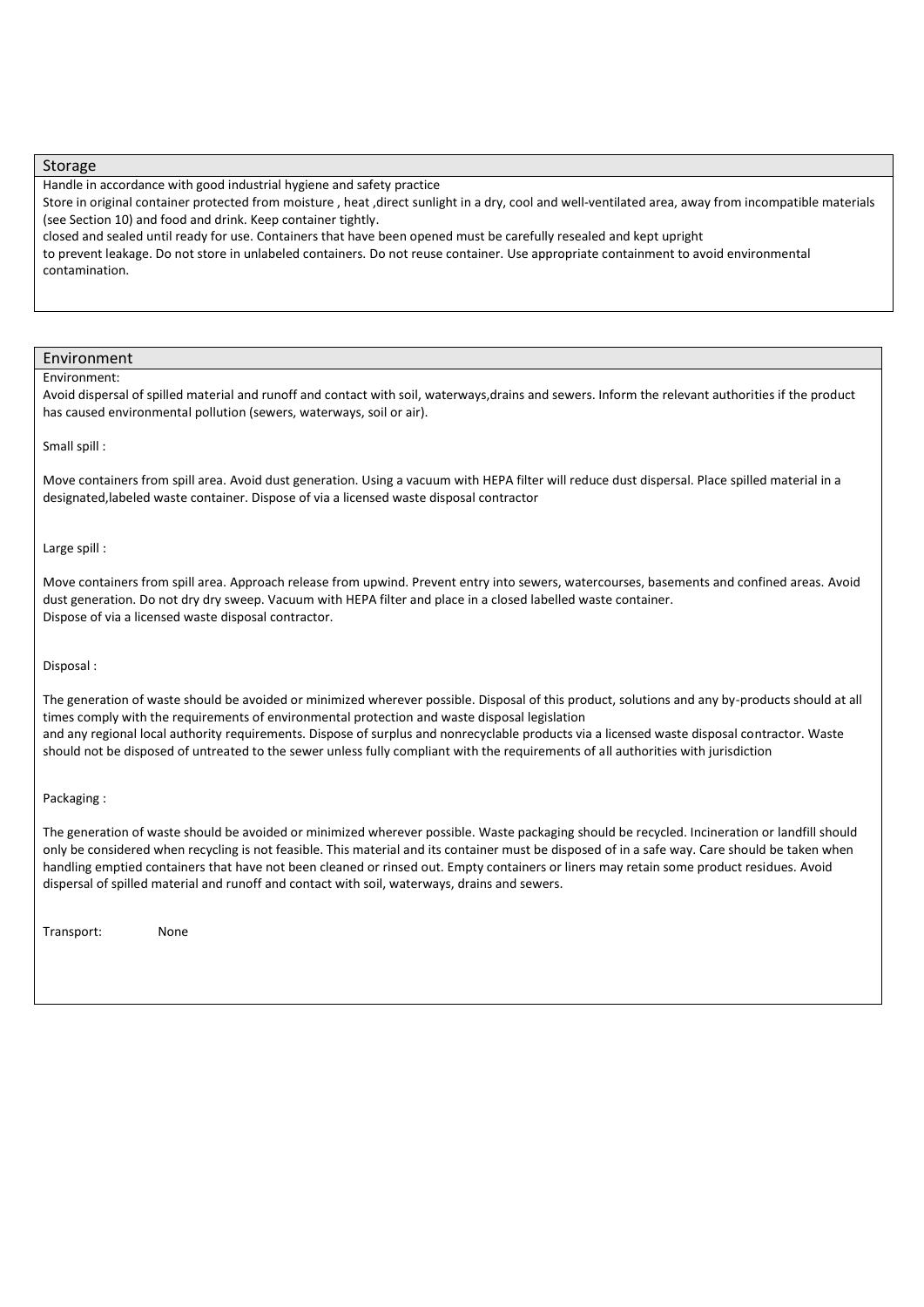## Storage

Handle in accordance with good industrial hygiene and safety practice

Store in original container protected from moisture , heat ,direct sunlight in a dry, cool and well-ventilated area, away from incompatible materials (see Section 10) and food and drink. Keep container tightly.

closed and sealed until ready for use. Containers that have been opened must be carefully resealed and kept upright

to prevent leakage. Do not store in unlabeled containers. Do not reuse container. Use appropriate containment to avoid environmental contamination.

## Environment

Environment:

Avoid dispersal of spilled material and runoff and contact with soil, waterways,drains and sewers. Inform the relevant authorities if the product has caused environmental pollution (sewers, waterways, soil or air).

Small spill :

Move containers from spill area. Avoid dust generation. Using a vacuum with HEPA filter will reduce dust dispersal. Place spilled material in a designated,labeled waste container. Dispose of via a licensed waste disposal contractor

Large spill :

Move containers from spill area. Approach release from upwind. Prevent entry into sewers, watercourses, basements and confined areas. Avoid dust generation. Do not dry dry sweep. Vacuum with HEPA filter and place in a closed labelled waste container.

Dispose of via a licensed waste disposal contractor.

Disposal :

The generation of waste should be avoided or minimized wherever possible. Disposal of this product, solutions and any by-products should at all times comply with the requirements of environmental protection and waste disposal legislation

and any regional local authority requirements. Dispose of surplus and nonrecyclable products via a licensed waste disposal contractor. Waste should not be disposed of untreated to the sewer unless fully compliant with the requirements of all authorities with jurisdiction

Packaging :

The generation of waste should be avoided or minimized wherever possible. Waste packaging should be recycled. Incineration or landfill should only be considered when recycling is not feasible. This material and its container must be disposed of in a safe way. Care should be taken when handling emptied containers that have not been cleaned or rinsed out. Empty containers or liners may retain some product residues. Avoid dispersal of spilled material and runoff and contact with soil, waterways, drains and sewers.

Transport: None